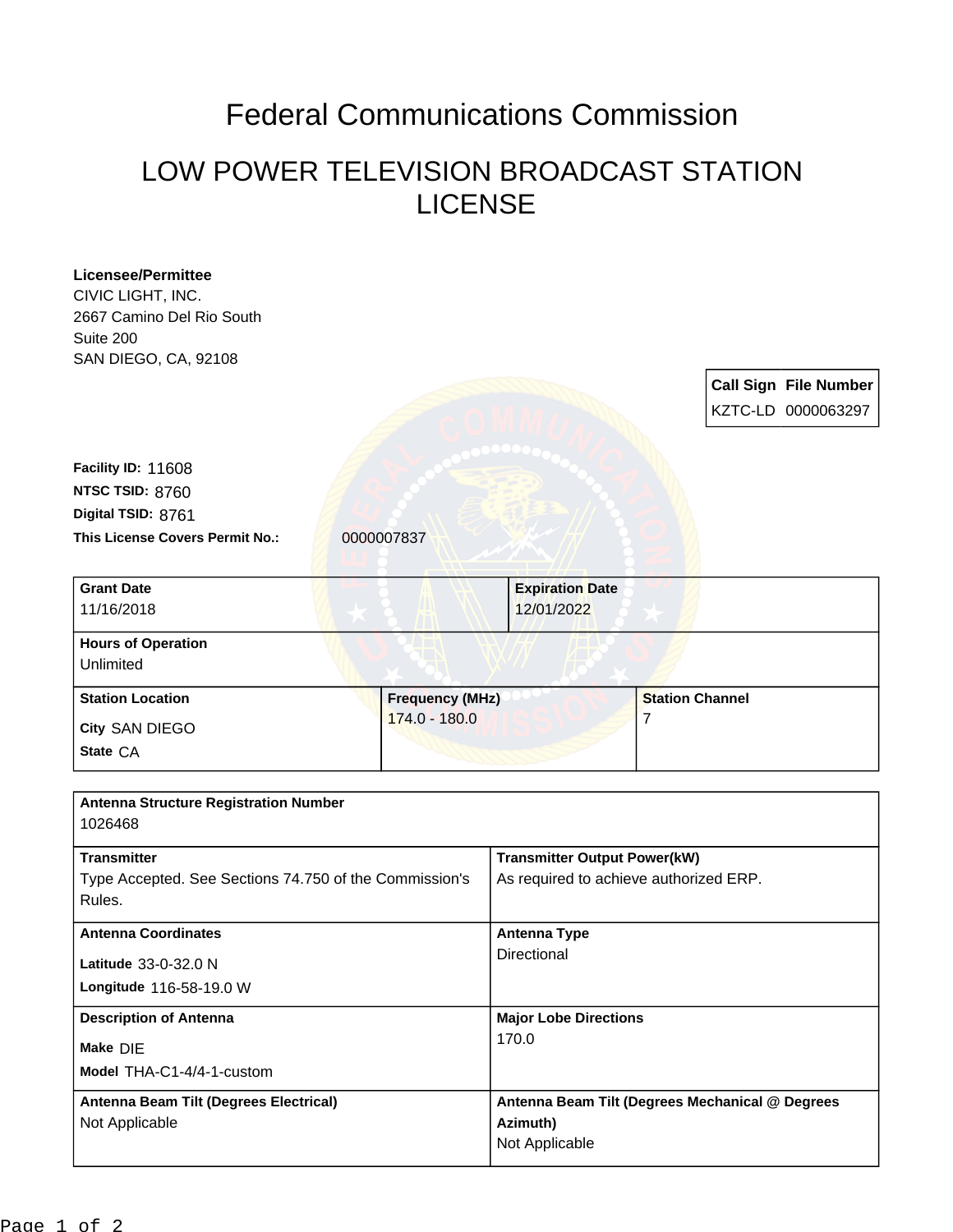# Federal Communications Commission

## LOW POWER TELEVISION BROADCAST STATION LICENSE

**Licensee/Permittee**
CIVIC LIGHT, INC.
2667 Camino Del Rio South
Suite 200
SAN DIEGO, CA, 92108

| Call Sign | File Number |
|---|---|
| KZTC-LD | 0000063297 |

**Facility ID:** 11608
**NTSC TSID:** 8760
**Digital TSID:** 8761
**This License Covers Permit No.:** 0000007837

| Grant Date | Expiration Date |
|---|---|
| 11/16/2018 | 12/01/2022 |

| Hours of Operation |
|---|
| Unlimited |

| Station Location | Frequency (MHz) | Station Channel |
|---|---|---|
| City SAN DIEGO<br>State CA | 174.0 - 180.0 | 7 |

| Antenna Structure Registration Number | |
|---|---|
| 1026468 | |
| **Transmitter** | **Transmitter Output Power(kW)** |
| Type Accepted. See Sections 74.750 of the Commission's Rules. | As required to achieve authorized ERP. |
| **Antenna Coordinates** | **Antenna Type** |
| Latitude 33-0-32.0 N<br>Longitude 116-58-19.0 W | Directional |
| **Description of Antenna** | **Major Lobe Directions** |
| Make DIE<br>Model THA-C1-4/4-1-custom | 170.0 |
| **Antenna Beam Tilt (Degrees Electrical)** | **Antenna Beam Tilt (Degrees Mechanical @ Degrees Azimuth)** |
| Not Applicable | Not Applicable |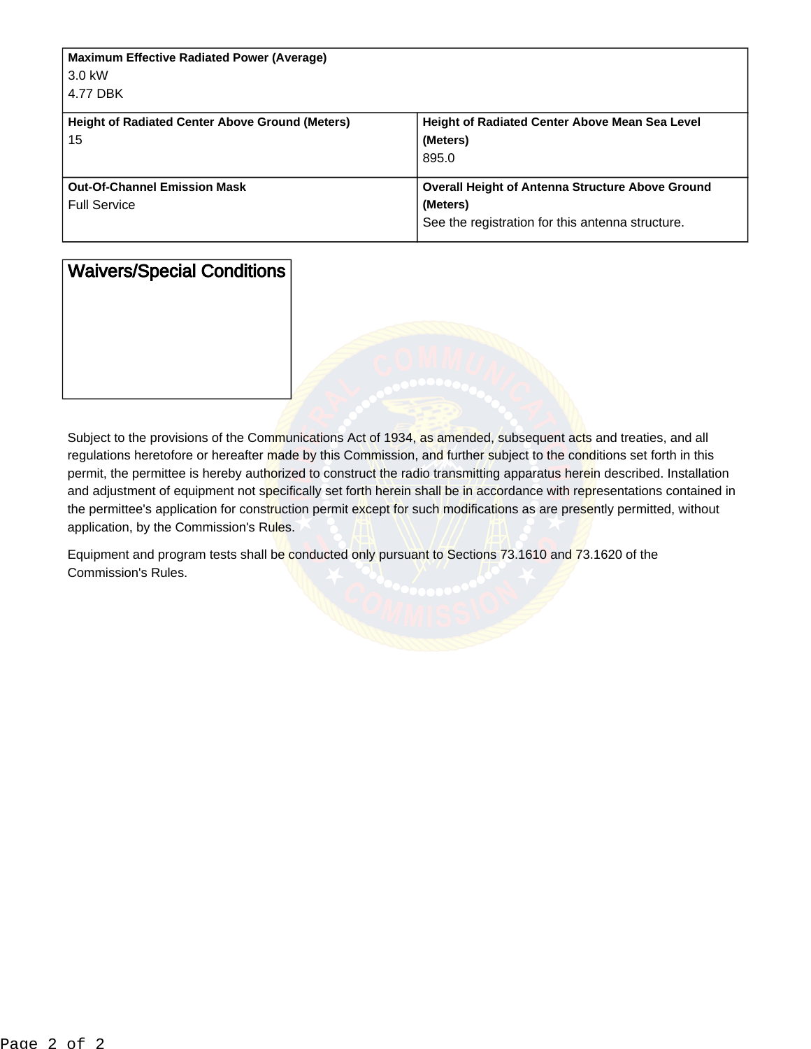| | |
|---|---|
| **Maximum Effective Radiated Power (Average)**<br>3.0 kW<br>4.77 DBK | |
| **Height of Radiated Center Above Ground (Meters)**<br>15 | **Height of Radiated Center Above Mean Sea Level (Meters)**<br>895.0 |
| **Out-Of-Channel Emission Mask**<br>Full Service | **Overall Height of Antenna Structure Above Ground (Meters)**<br>See the registration for this antenna structure. |

| Waivers/Special Conditions |
|---|
| |

Subject to the provisions of the Communications Act of 1934, as amended, subsequent acts and treaties, and all regulations heretofore or hereafter made by this Commission, and further subject to the conditions set forth in this permit, the permittee is hereby authorized to construct the radio transmitting apparatus herein described. Installation and adjustment of equipment not specifically set forth herein shall be in accordance with representations contained in the permittee's application for construction permit except for such modifications as are presently permitted, without application, by the Commission's Rules.

Equipment and program tests shall be conducted only pursuant to Sections 73.1610 and 73.1620 of the Commission's Rules.